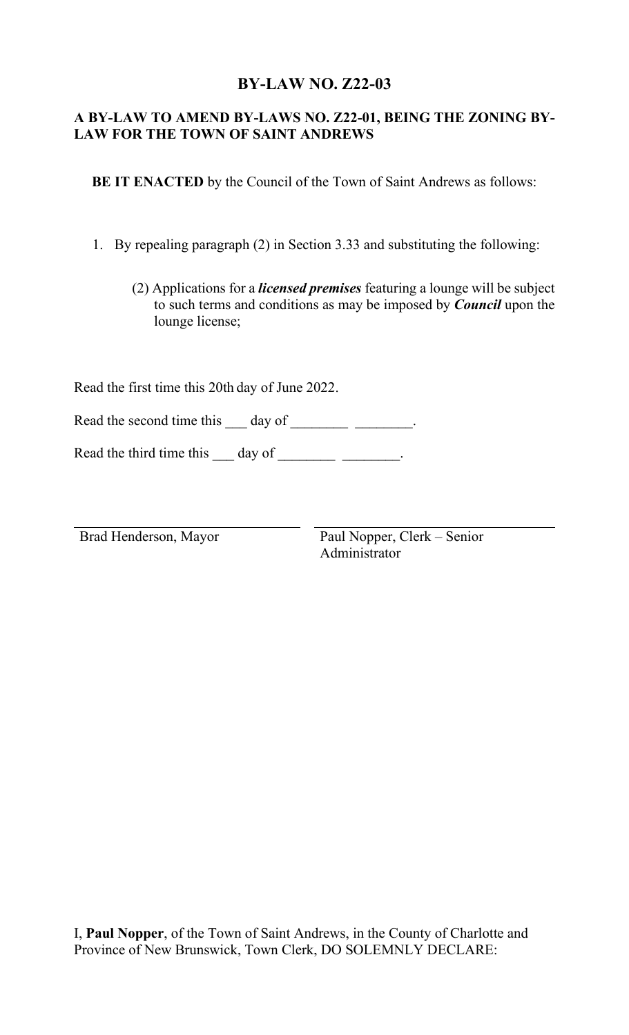# BY-LAW NO. Z22-03

**A BY-LAW TO AMEND BY-LAWS NO. Z22-01, BEING THE ZONING BY-LAW FOR THE TOWN OF SAINT ANDREWS**

**BE IT ENACTED** by the Council of the Town of Saint Andrews as follows:

1. By repealing paragraph (2) in Section 3.33 and substituting the following:

   (2) Applications for a ***licensed premises*** featuring a lounge will be subject to such terms and conditions as may be imposed by ***Council*** upon the lounge license;

Read the first time this 20th day of June 2022.

Read the second time this ___ day of ________ ________.

Read the third time this ___ day of ________ ________.

| | |
|---|---|
| Brad Henderson, Mayor | Paul Nopper, Clerk – Senior Administrator |

I, **Paul Nopper**, of the Town of Saint Andrews, in the County of Charlotte and Province of New Brunswick, Town Clerk, DO SOLEMNLY DECLARE: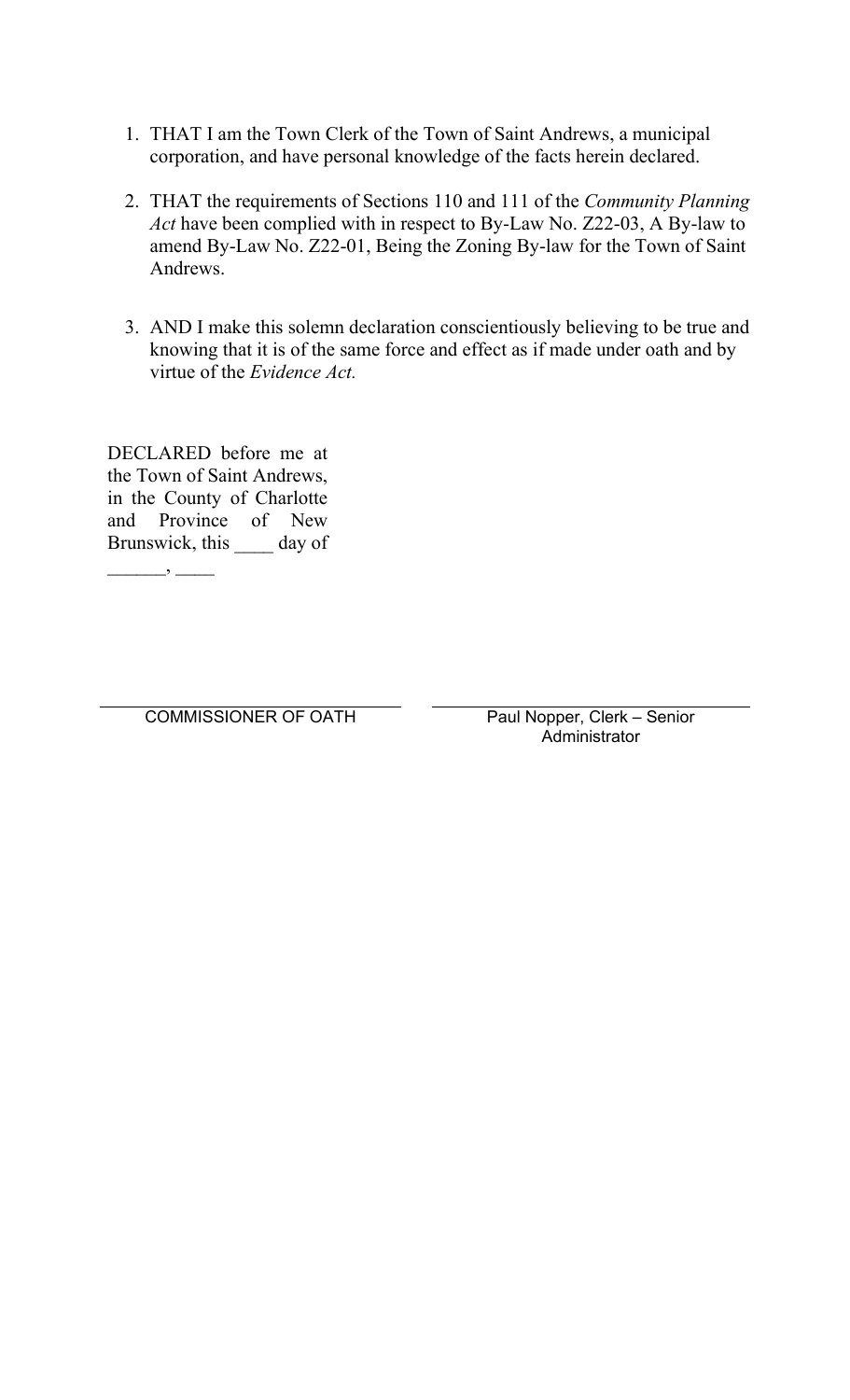1. THAT I am the Town Clerk of the Town of Saint Andrews, a municipal corporation, and have personal knowledge of the facts herein declared.

2. THAT the requirements of Sections 110 and 111 of the *Community Planning Act* have been complied with in respect to By-Law No. Z22-03, A By-law to amend By-Law No. Z22-01, Being the Zoning By-law for the Town of Saint Andrews.

3. AND I make this solemn declaration conscientiously believing to be true and knowing that it is of the same force and effect as if made under oath and by virtue of the *Evidence Act.*

DECLARED before me at the Town of Saint Andrews, in the County of Charlotte and Province of New Brunswick, this ____ day of ______, ____

| | |
|---|---|
| ______________________________ | ______________________________ |
| COMMISSIONER OF OATH | Paul Nopper, Clerk – Senior Administrator |